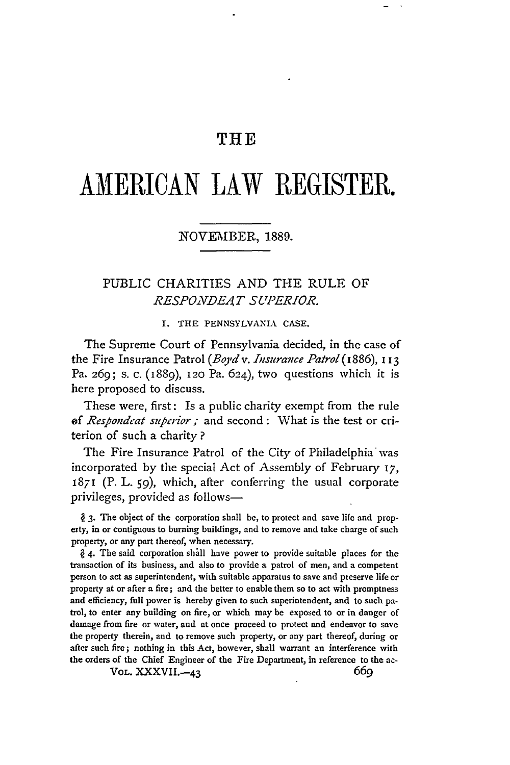# THE

# AMERICAN LAW REGISTER.

NOVEMBER, 1889.

## PUBLIC CHARITIES AND THE RULE OF *RESPONDEAT SUPERIOR.*

### I. THE PENNSYLVANIA CASE.

The Supreme Court of Pennsylvania decided, in the case of the Fire Insurance Patrol (*Boyd* v. *Insurance Patrol* (1886), 113 Pa. 269; s. c. (1889), 120 Pa. 624), two questions which it is here proposed to discuss.

These were, first: Is a public charity exempt from the rule of *Respondeat superior;* and second: What is the test or criterion of such a charity?

The Fire Insurance Patrol of the City of Philadelphia was incorporated by the special Act of Assembly of February 17, 1871 (P. L. 59), which, after conferring the usual corporate privileges, provided as follows—

§ 3. The object of the corporation shall be, to protect and save life and property, in or contiguous to burning buildings, and to remove and take charge of such property, or any part thereof, when necessary.

§ 4. The said corporation shall have power to provide suitable places for the transaction of its business, and also to provide a patrol of men, and a competent person to act as superintendent, with suitable apparatus to save and preserve life or property at or after a fire; and the better to enable them so to act with promptness and efficiency, full power is hereby given to such superintendent, and to such patrol, to enter any building on fire, or which may be exposed to or in danger of damage from fire or water, and at once proceed to protect and endeavor to save the property therein, and to remove such property, or any part thereof, during or after such fire; nothing in this Act, however, shall warrant an interference with the orders of the Chief Engineer of the Fire Department, in reference to the ac-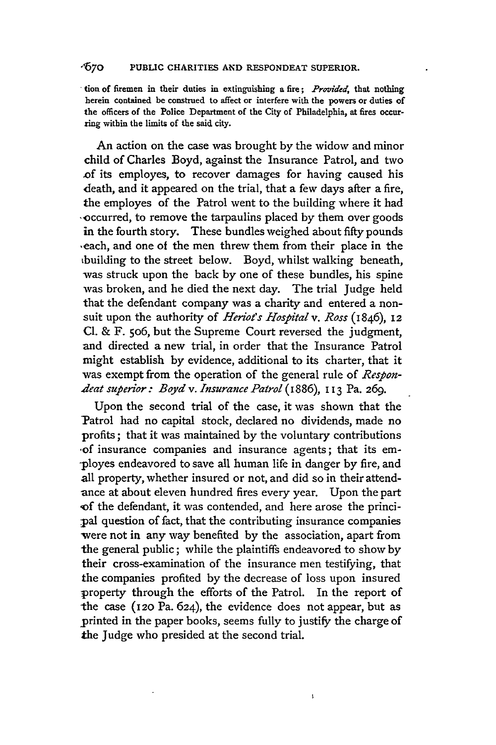tion of firemen in their duties in extinguishing a fire; *Provided*, that nothing herein contained be construed to affect or interfere with the powers or duties of the officers of the Police Department of the City of Philadelphia, at fires occurring within the limits of the said city.

An action on the case was brought by the widow and minor child of Charles Boyd, against the Insurance Patrol, and two of its employes, to recover damages for having caused his death, and it appeared on the trial, that a few days after a fire, the employes of the Patrol went to the building where it had occurred, to remove the tarpaulins placed by them over goods in the fourth story. These bundles weighed about fifty pounds each, and one of the men threw them from their place in the building to the street below. Boyd, whilst walking beneath, was struck upon the back by one of these bundles, his spine was broken, and he died the next day. The trial Judge held that the defendant company was a charity and entered a non-suit upon the authority of *Heriot's Hospital* v. *Ross* (1846), 12 Cl. & F. 506, but the Supreme Court reversed the judgment, and directed a new trial, in order that the Insurance Patrol might establish by evidence, additional to its charter, that it was exempt from the operation of the general rule of *Respondeat superior: Boyd* v. *Insurance Patrol* (1886), 113 Pa. 269.

Upon the second trial of the case, it was shown that the Patrol had no capital stock, declared no dividends, made no profits; that it was maintained by the voluntary contributions of insurance companies and insurance agents; that its employes endeavored to save all human life in danger by fire, and all property, whether insured or not, and did so in their attendance at about eleven hundred fires every year. Upon the part of the defendant, it was contended, and here arose the principal question of fact, that the contributing insurance companies were not in any way benefited by the association, apart from the general public; while the plaintiffs endeavored to show by their cross-examination of the insurance men testifying, that the companies profited by the decrease of loss upon insured property through the efforts of the Patrol. In the report of the case (120 Pa. 624), the evidence does not appear, but as printed in the paper books, seems fully to justify the charge of the Judge who presided at the second trial.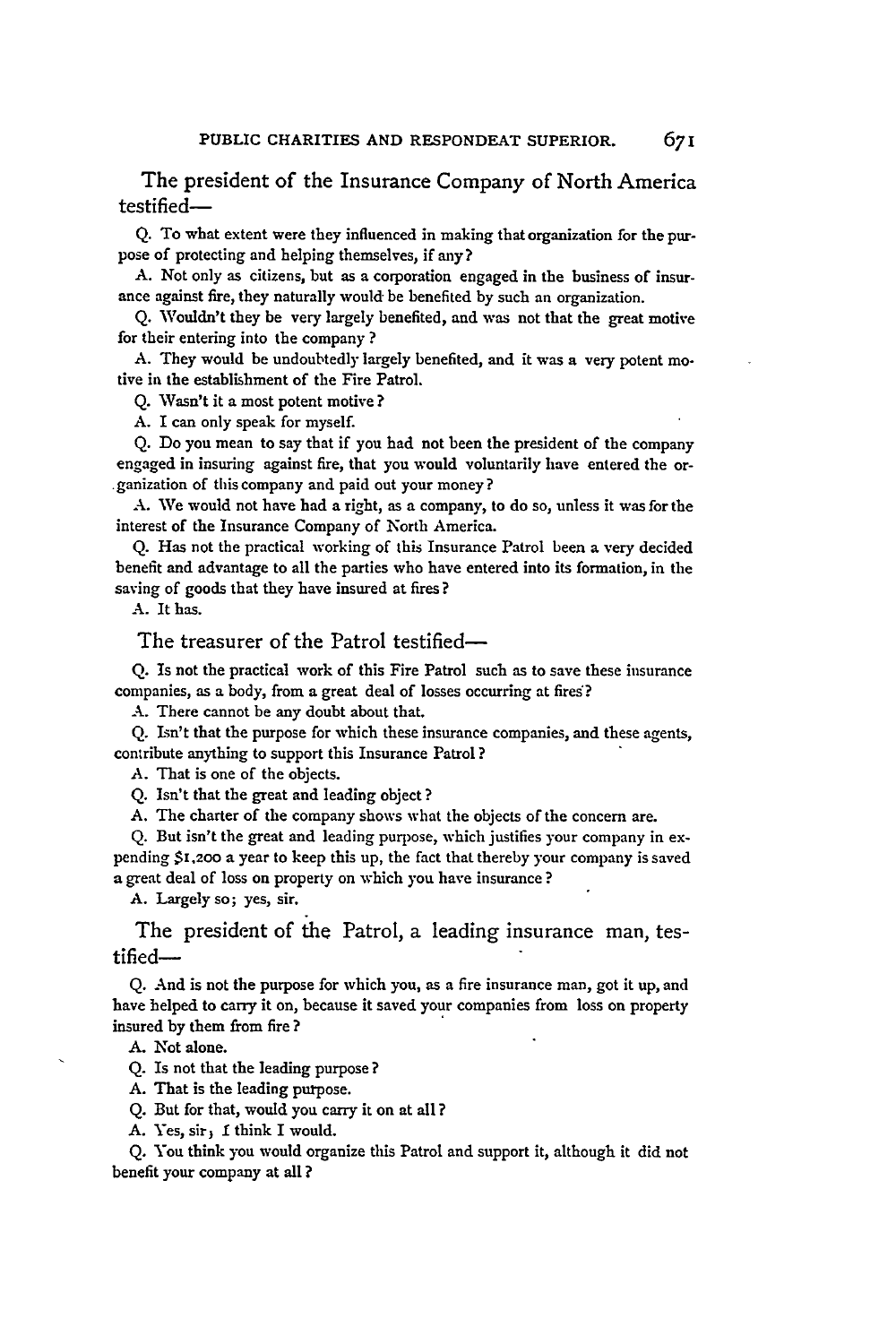The president of the Insurance Company of North America testified—

Q. To what extent were they influenced in making that organization for the purpose of protecting and helping themselves, if any?

A. Not only as citizens, but as a corporation engaged in the business of insurance against fire, they naturally would be benefited by such an organization.

Q. Wouldn't they be very largely benefited, and was not that the great motive for their entering into the company?

A. They would be undoubtedly largely benefited, and it was a very potent motive in the establishment of the Fire Patrol.

Q. Wasn't it a most potent motive?

A. I can only speak for myself.

Q. Do you mean to say that if you had not been the president of the company engaged in insuring against fire, that you would voluntarily have entered the organization of this company and paid out your money?

A. We would not have had a right, as a company, to do so, unless it was for the interest of the Insurance Company of North America.

Q. Has not the practical working of this Insurance Patrol been a very decided benefit and advantage to all the parties who have entered into its formation, in the saving of goods that they have insured at fires?

A. It has.

The treasurer of the Patrol testified—

Q. Is not the practical work of this Fire Patrol such as to save these insurance companies, as a body, from a great deal of losses occurring at fires?

A. There cannot be any doubt about that.

Q. Isn't that the purpose for which these insurance companies, and these agents, contribute anything to support this Insurance Patrol?

A. That is one of the objects.

Q. Isn't that the great and leading object?

A. The charter of the company shows what the objects of the concern are.

Q. But isn't the great and leading purpose, which justifies your company in expending $1,200 a year to keep this up, the fact that thereby your company is saved a great deal of loss on property on which you have insurance?

A. Largely so; yes, sir.

The president of the Patrol, a leading insurance man, testified—

Q. And is not the purpose for which you, as a fire insurance man, got it up, and have helped to carry it on, because it saved your companies from loss on property insured by them from fire?

A. Not alone.

Q. Is not that the leading purpose?

A. That is the leading purpose.

Q. But for that, would you carry it on at all?

A. Yes, sir; I think I would.

Q. You think you would organize this Patrol and support it, although it did not benefit your company at all?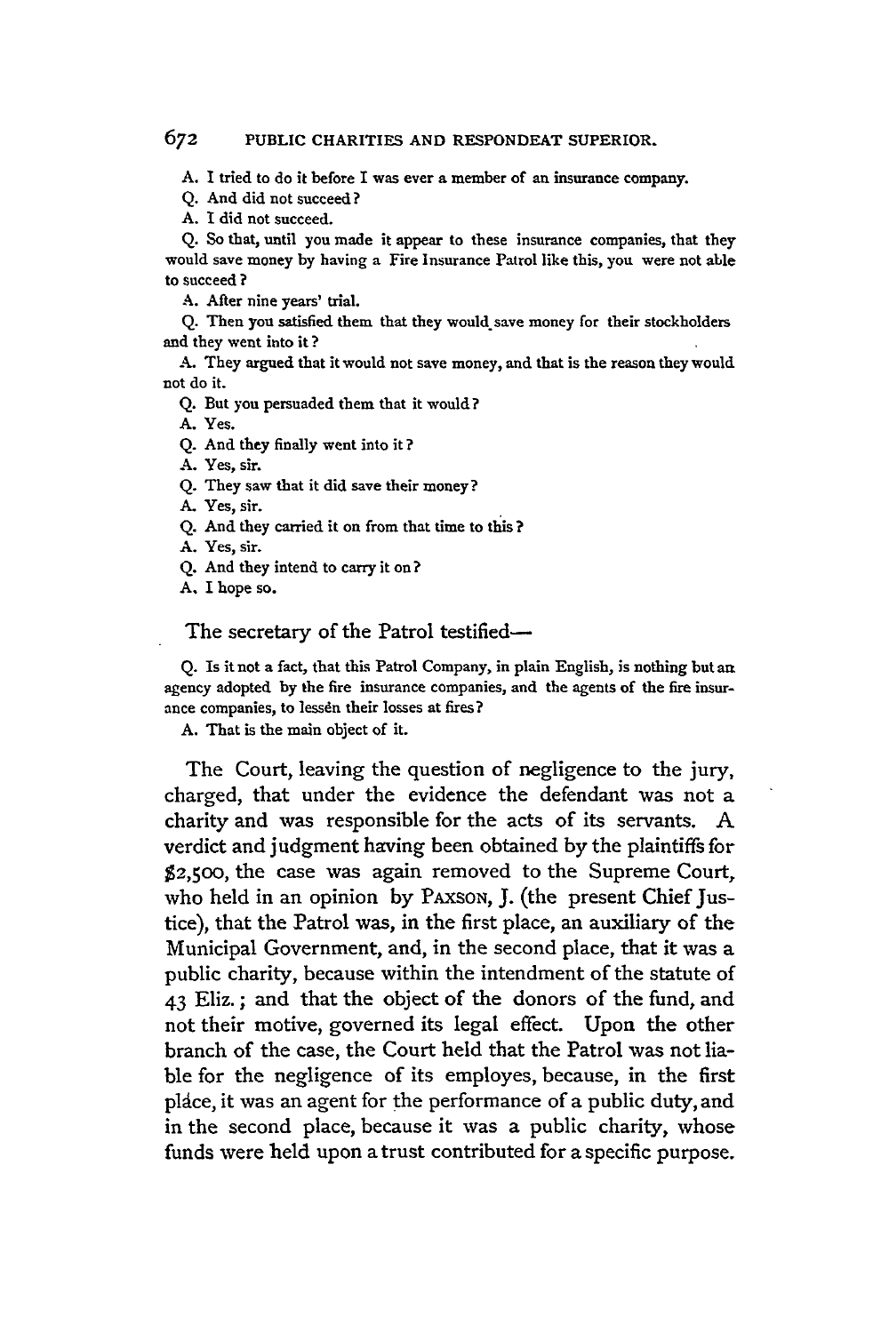A. I tried to do it before I was ever a member of an insurance company.

Q. And did not succeed?

A. I did not succeed.

Q. So that, until you made it appear to these insurance companies, that they would save money by having a Fire Insurance Patrol like this, you were not able to succeed?

A. After nine years' trial.

Q. Then you satisfied them that they would save money for their stockholders and they went into it?

A. They argued that it would not save money, and that is the reason they would not do it.

Q. But you persuaded them that it would?

A. Yes.

Q. And they finally went into it?

A. Yes, sir.

Q. They saw that it did save their money?

A. Yes, sir.

Q. And they carried it on from that time to this?

A. Yes, sir.

Q. And they intend to carry it on?

A. I hope so.

The secretary of the Patrol testified—

Q. Is it not a fact, that this Patrol Company, in plain English, is nothing but an agency adopted by the fire insurance companies, and the agents of the fire insurance companies, to lessen their losses at fires?

A. That is the main object of it.

The Court, leaving the question of negligence to the jury, charged, that under the evidence the defendant was not a charity and was responsible for the acts of its servants. A verdict and judgment having been obtained by the plaintiffs for $2,500, the case was again removed to the Supreme Court, who held in an opinion by PAXSON, J. (the present Chief Justice), that the Patrol was, in the first place, an auxiliary of the Municipal Government, and, in the second place, that it was a public charity, because within the intendment of the statute of 43 Eliz.; and that the object of the donors of the fund, and not their motive, governed its legal effect. Upon the other branch of the case, the Court held that the Patrol was not liable for the negligence of its employes, because, in the first place, it was an agent for the performance of a public duty, and in the second place, because it was a public charity, whose funds were held upon a trust contributed for a specific purpose.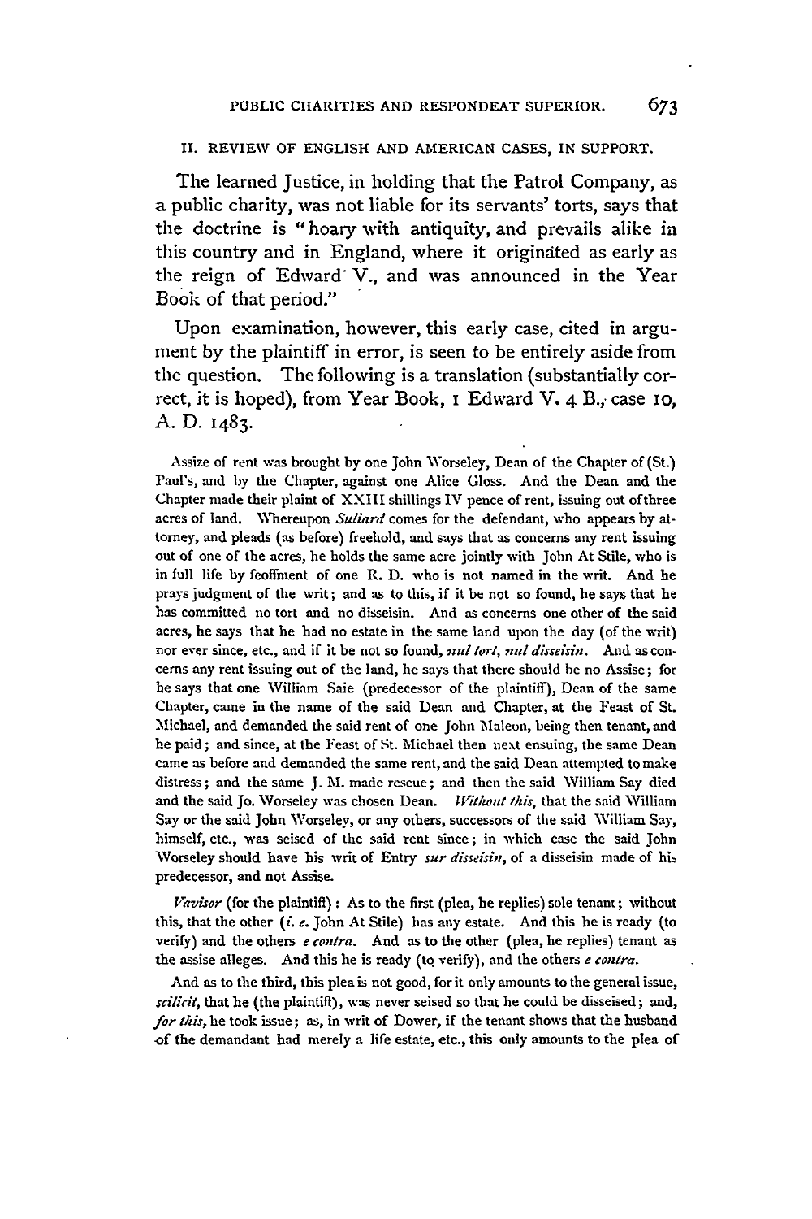## II. REVIEW OF ENGLISH AND AMERICAN CASES, IN SUPPORT.

The learned Justice, in holding that the Patrol Company, as a public charity, was not liable for its servants' torts, says that the doctrine is "hoary with antiquity, and prevails alike in this country and in England, where it originated as early as the reign of Edward V., and was announced in the Year Book of that period."

Upon examination, however, this early case, cited in argument by the plaintiff in error, is seen to be entirely aside from the question. The following is a translation (substantially correct, it is hoped), from Year Book, 1 Edward V. 4 B., case 10, A. D. 1483.

Assize of rent was brought by one John Worseley, Dean of the Chapter of (St.) Paul's, and by the Chapter, against one Alice Gloss. And the Dean and the Chapter made their plaint of XXIII shillings IV pence of rent, issuing out of three acres of land. Whereupon *Suliard* comes for the defendant, who appears by attorney, and pleads (as before) freehold, and says that as concerns any rent issuing out of one of the acres, he holds the same acre jointly with John At Stile, who is in full life by feoffment of one R. D. who is not named in the writ. And he prays judgment of the writ; and as to this, if it be not so found, he says that he has committed no tort and no disseisin. And as concerns one other of the said acres, he says that he had no estate in the same land upon the day (of the writ) nor ever since, etc., and if it be not so found, *nul tort, nul disseisin*. And as concerns any rent issuing out of the land, he says that there should be no Assize; for he says that one William Saie (predecessor of the plaintiff), Dean of the same Chapter, came in the name of the said Dean and Chapter, at the Feast of St. Michael, and demanded the said rent of one John Maleon, being then tenant, and he paid; and since, at the Feast of St. Michael then next ensuing, the same Dean came as before and demanded the same rent, and the said Dean attempted to make distress; and the same J. M. made rescue; and then the said William Say died and the said Jo. Worseley was chosen Dean. *Without this*, that the said William Say or the said John Worseley, or any others, successors of the said William Say, himself, etc., was seised of the said rent since; in which case the said John Worseley should have his writ of Entry *sur disseisin*, of a disseisin made of his predecessor, and not Assise.

*Vavisor* (for the plaintiff): As to the first (plea, he replies) sole tenant; without this, that the other (*i. e.* John At Stile) has any estate. And this he is ready (to verify) and the others *e contra*. And as to the other (plea, he replies) tenant as the assise alleges. And this he is ready (to verify), and the others *e contra*.

And as to the third, this plea is not good, for it only amounts to the general issue, *scilicit*, that he (the plaintiff), was never seised so that he could be disseised; and, *for this*, he took issue; as, in writ of Dower, if the tenant shows that the husband of the demandant had merely a life estate, etc., this only amounts to the plea of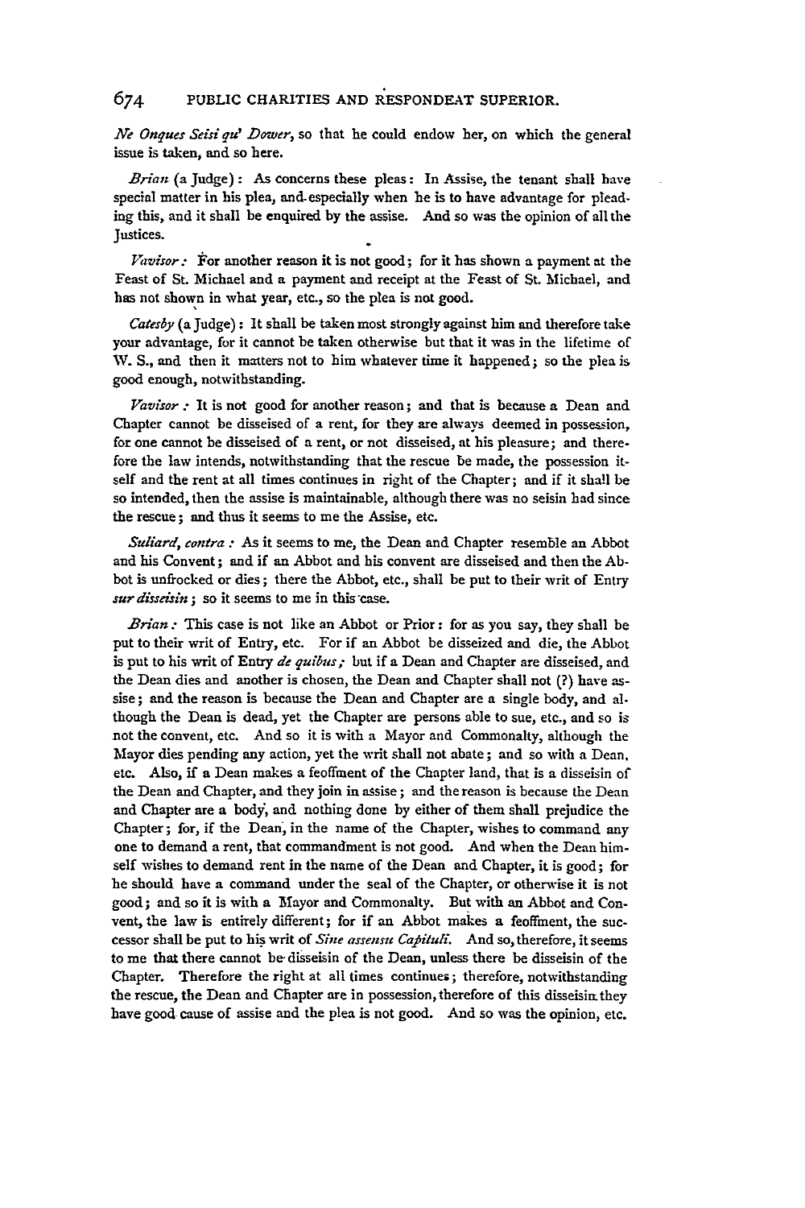*Ne Onques Seisi qu' Dower*, so that he could endow her, on which the general issue is taken, and so here.

*Brian* (a Judge): As concerns these pleas: In Assise, the tenant shall have special matter in his plea, and especially when he is to have advantage for pleading this, and it shall be enquired by the assise. And so was the opinion of all the Justices.

*Vavisor:* For another reason it is not good; for it has shown a payment at the Feast of St. Michael and a payment and receipt at the Feast of St. Michael, and has not shown in what year, etc., so the plea is not good.

*Catesby* (a Judge): It shall be taken most strongly against him and therefore take your advantage, for it cannot be taken otherwise but that it was in the lifetime of W. S., and then it matters not to him whatever time it happened; so the plea is good enough, notwithstanding.

*Vavisor:* It is not good for another reason; and that is because a Dean and Chapter cannot be disseised of a rent, for they are always deemed in possession, for one cannot be disseised of a rent, or not disseised, at his pleasure; and therefore the law intends, notwithstanding that the rescue be made, the possession itself and the rent at all times continues in right of the Chapter; and if it shall be so intended, then the assise is maintainable, although there was no seisin had since the rescue; and thus it seems to me the Assise, etc.

*Suliard, contra:* As it seems to me, the Dean and Chapter resemble an Abbot and his Convent; and if an Abbot and his convent are disseised and then the Abbot is unfrocked or dies; there the Abbot, etc., shall be put to their writ of Entry *sur disseisin*; so it seems to me in this case.

*Brian:* This case is not like an Abbot or Prior: for as you say, they shall be put to their writ of Entry, etc. For if an Abbot be disseized and die, the Abbot is put to his writ of Entry *de quibus*; but if a Dean and Chapter are disseised, and the Dean dies and another is chosen, the Dean and Chapter shall not (?) have assise; and the reason is because the Dean and Chapter are a single body, and although the Dean is dead, yet the Chapter are persons able to sue, etc., and so is not the convent, etc. And so it is with a Mayor and Commonalty, although the Mayor dies pending any action, yet the writ shall not abate; and so with a Dean, etc. Also, if a Dean makes a feoffment of the Chapter land, that is a disseisin of the Dean and Chapter, and they join in assise; and the reason is because the Dean and Chapter are a body, and nothing done by either of them shall prejudice the Chapter; for, if the Dean, in the name of the Chapter, wishes to command any one to demand a rent, that commandment is not good. And when the Dean himself wishes to demand rent in the name of the Dean and Chapter, it is good; for he should have a command under the seal of the Chapter, or otherwise it is not good; and so it is with a Mayor and Commonalty. But with an Abbot and Convent, the law is entirely different; for if an Abbot makes a feoffment, the successor shall be put to his writ of *Sine assensu Capituli*. And so, therefore, it seems to me that there cannot be disseisin of the Dean, unless there be disseisin of the Chapter. Therefore the right at all times continues; therefore, notwithstanding the rescue, the Dean and Chapter are in possession, therefore of this disseisin they have good cause of assise and the plea is not good. And so was the opinion, etc.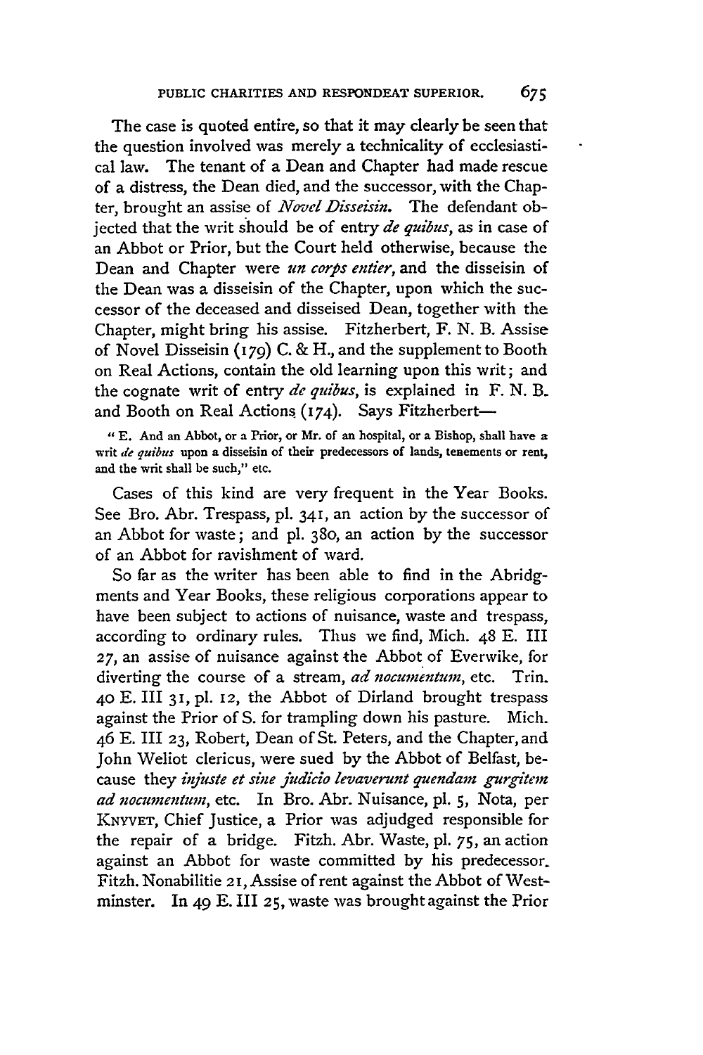The case is quoted entire, so that it may clearly be seen that the question involved was merely a technicality of ecclesiastical law. The tenant of a Dean and Chapter had made rescue of a distress, the Dean died, and the successor, with the Chapter, brought an assise of *Novel Disseisin.* The defendant objected that the writ should be of entry *de quibus*, as in case of an Abbot or Prior, but the Court held otherwise, because the Dean and Chapter were *un corps entier*, and the disseisin of the Dean was a disseisin of the Chapter, upon which the successor of the deceased and disseised Dean, together with the Chapter, might bring his assise. Fitzherbert, F. N. B. Assise of Novel Disseisin (179) C. & H., and the supplement to Booth on Real Actions, contain the old learning upon this writ; and the cognate writ of entry *de quibus*, is explained in F. N. B. and Booth on Real Actions (174). Says Fitzherbert—

> "E. And an Abbot, or a Prior, or Mr. of an hospital, or a Bishop, shall have a writ *de quibus* upon a disseisin of their predecessors of lands, tenements or rent, and the writ shall be such," etc.

Cases of this kind are very frequent in the Year Books. See Bro. Abr. Trespass, pl. 341, an action by the successor of an Abbot for waste; and pl. 380, an action by the successor of an Abbot for ravishment of ward.

So far as the writer has been able to find in the Abridgments and Year Books, these religious corporations appear to have been subject to actions of nuisance, waste and trespass, according to ordinary rules. Thus we find, Mich. 48 E. III 27, an assise of nuisance against the Abbot of Everwike, for diverting the course of a stream, *ad nocumentum*, etc. Trin. 40 E. III 31, pl. 12, the Abbot of Dirland brought trespass against the Prior of S. for trampling down his pasture. Mich. 46 E. III 23, Robert, Dean of St. Peters, and the Chapter, and John Weliot clericus, were sued by the Abbot of Belfast, because they *injuste et sine judicio levaverunt quendam gurgitem ad nocumentum*, etc. In Bro. Abr. Nuisance, pl. 5, Nota, per KNYVET, Chief Justice, a Prior was adjudged responsible for the repair of a bridge. Fitzh. Abr. Waste, pl. 75, an action against an Abbot for waste committed by his predecessor. Fitzh. Nonabilitie 21, Assise of rent against the Abbot of Westminster. In 49 E. III 25, waste was brought against the Prior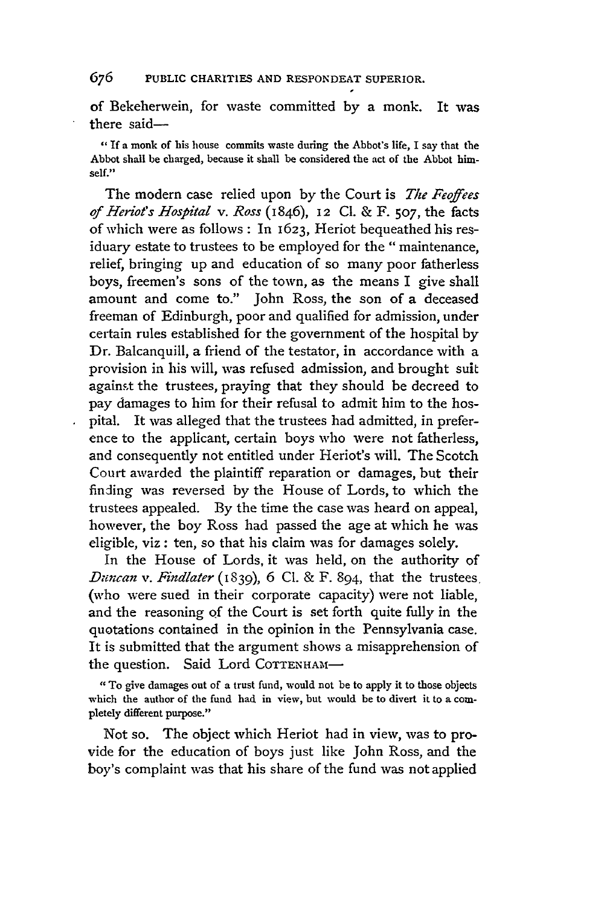of Bekeherwein, for waste committed by a monk. It was there said—

> "If a monk of his house commits waste during the Abbot's life, I say that the Abbot shall be charged, because it shall be considered the act of the Abbot himself."

The modern case relied upon by the Court is *The Feoffees of Heriot's Hospital* v. *Ross* (1846), 12 Cl. & F. 507, the facts of which were as follows: In 1623, Heriot bequeathed his residuary estate to trustees to be employed for the "maintenance, relief, bringing up and education of so many poor fatherless boys, freemen's sons of the town, as the means I give shall amount and come to." John Ross, the son of a deceased freeman of Edinburgh, poor and qualified for admission, under certain rules established for the government of the hospital by Dr. Balcanquill, a friend of the testator, in accordance with a provision in his will, was refused admission, and brought suit against the trustees, praying that they should be decreed to pay damages to him for their refusal to admit him to the hospital. It was alleged that the trustees had admitted, in preference to the applicant, certain boys who were not fatherless, and consequently not entitled under Heriot's will. The Scotch Court awarded the plaintiff reparation or damages, but their finding was reversed by the House of Lords, to which the trustees appealed. By the time the case was heard on appeal, however, the boy Ross had passed the age at which he was eligible, viz: ten, so that his claim was for damages solely.

In the House of Lords, it was held, on the authority of *Duncan* v. *Findlater* (1839), 6 Cl. & F. 894, that the trustees (who were sued in their corporate capacity) were not liable, and the reasoning of the Court is set forth quite fully in the quotations contained in the opinion in the Pennsylvania case. It is submitted that the argument shows a misapprehension of the question. Said Lord COTTENHAM—

> "To give damages out of a trust fund, would not be to apply it to those objects which the author of the fund had in view, but would be to divert it to a completely different purpose."

Not so. The object which Heriot had in view, was to provide for the education of boys just like John Ross, and the boy's complaint was that his share of the fund was not applied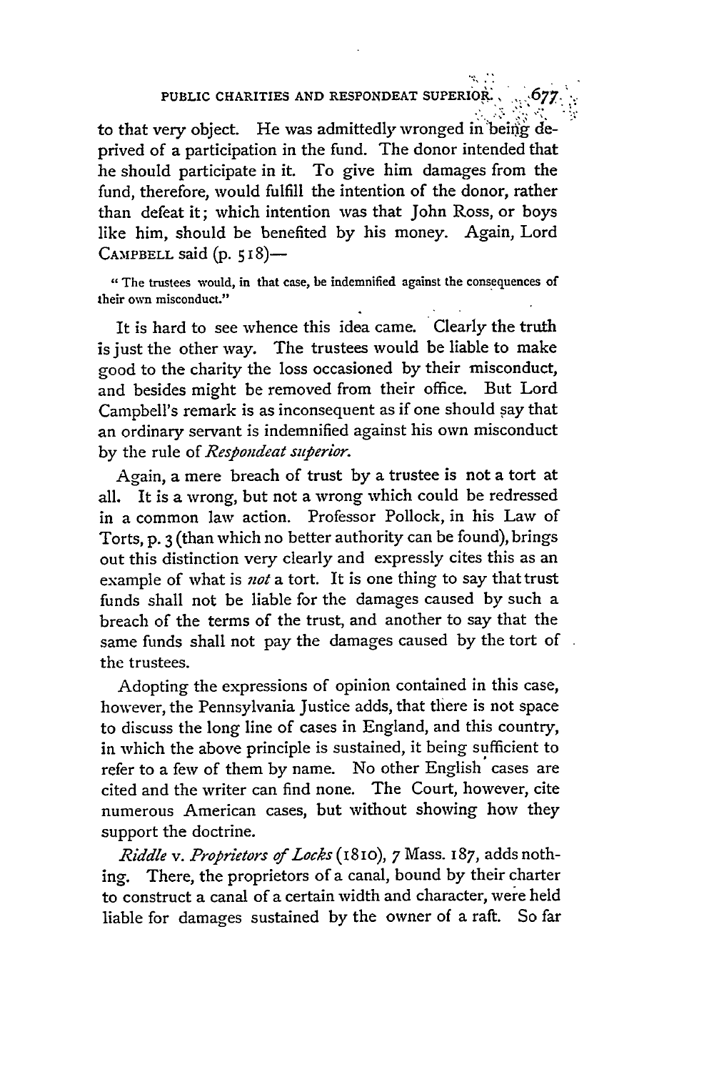to that very object. He was admittedly wronged in being deprived of a participation in the fund. The donor intended that he should participate in it. To give him damages from the fund, therefore, would fulfill the intention of the donor, rather than defeat it; which intention was that John Ross, or boys like him, should be benefited by his money. Again, Lord CAMPBELL said (p. 518)—

> "The trustees would, in that case, be indemnified against the consequences of their own misconduct."

It is hard to see whence this idea came. Clearly the truth is just the other way. The trustees would be liable to make good to the charity the loss occasioned by their misconduct, and besides might be removed from their office. But Lord Campbell's remark is as inconsequent as if one should say that an ordinary servant is indemnified against his own misconduct by the rule of *Respondeat superior*.

Again, a mere breach of trust by a trustee is not a tort at all. It is a wrong, but not a wrong which could be redressed in a common law action. Professor Pollock, in his Law of Torts, p. 3 (than which no better authority can be found), brings out this distinction very clearly and expressly cites this as an example of what is *not* a tort. It is one thing to say that trust funds shall not be liable for the damages caused by such a breach of the terms of the trust, and another to say that the same funds shall not pay the damages caused by the tort of the trustees.

Adopting the expressions of opinion contained in this case, however, the Pennsylvania Justice adds, that there is not space to discuss the long line of cases in England, and this country, in which the above principle is sustained, it being sufficient to refer to a few of them by name. No other English cases are cited and the writer can find none. The Court, however, cite numerous American cases, but without showing how they support the doctrine.

*Riddle* v. *Proprietors of Locks* (1810), 7 Mass. 187, adds nothing. There, the proprietors of a canal, bound by their charter to construct a canal of a certain width and character, were held liable for damages sustained by the owner of a raft. So far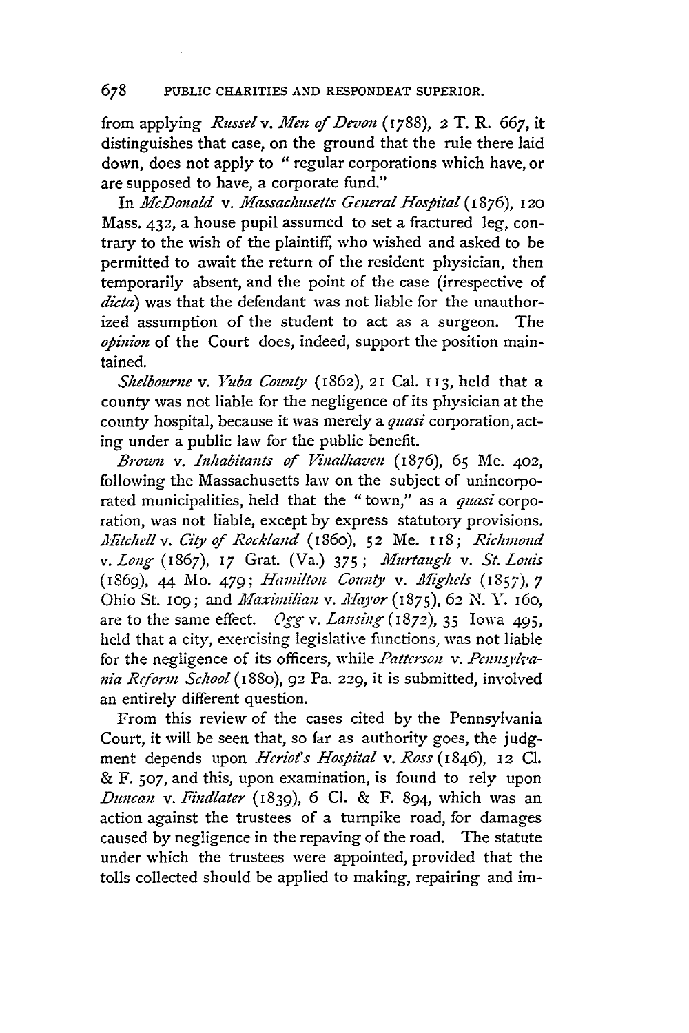from applying *Russel* v. *Men of Devon* (1788), 2 T. R. 667, it distinguishes that case, on the ground that the rule there laid down, does not apply to "regular corporations which have, or are supposed to have, a corporate fund."

In *McDonald* v. *Massachusetts General Hospital* (1876), 120 Mass. 432, a house pupil assumed to set a fractured leg, contrary to the wish of the plaintiff, who wished and asked to be permitted to await the return of the resident physician, then temporarily absent, and the point of the case (irrespective of *dicta*) was that the defendant was not liable for the unauthorized assumption of the student to act as a surgeon. The *opinion* of the Court does, indeed, support the position maintained.

*Shelbourne* v. *Yuba County* (1862), 21 Cal. 113, held that a county was not liable for the negligence of its physician at the county hospital, because it was merely a *quasi* corporation, acting under a public law for the public benefit.

*Brown* v. *Inhabitants of Vinalhaven* (1876), 65 Me. 402, following the Massachusetts law on the subject of unincorporated municipalities, held that the "town," as a *quasi* corporation, was not liable, except by express statutory provisions. *Mitchell* v. *City of Rockland* (1860), 52 Me. 118; *Richmond* v. *Long* (1867), 17 Grat. (Va.) 375; *Murtaugh* v. *St. Louis* (1869), 44 Mo. 479; *Hamilton County* v. *Mighels* (1857), 7 Ohio St. 109; and *Maximilian* v. *Mayor* (1875), 62 N. Y. 160, are to the same effect. *Ogg* v. *Lansing* (1872), 35 Iowa 495, held that a city, exercising legislative functions, was not liable for the negligence of its officers, while *Patterson* v. *Pennsylvania Reform School* (1880), 92 Pa. 229, it is submitted, involved an entirely different question.

From this review of the cases cited by the Pennsylvania Court, it will be seen that, so far as authority goes, the judgment depends upon *Heriot's Hospital* v. *Ross* (1846), 12 Cl. & F. 507, and this, upon examination, is found to rely upon *Duncan* v. *Findlater* (1839), 6 Cl. & F. 894, which was an action against the trustees of a turnpike road, for damages caused by negligence in the repaving of the road. The statute under which the trustees were appointed, provided that the tolls collected should be applied to making, repairing and im-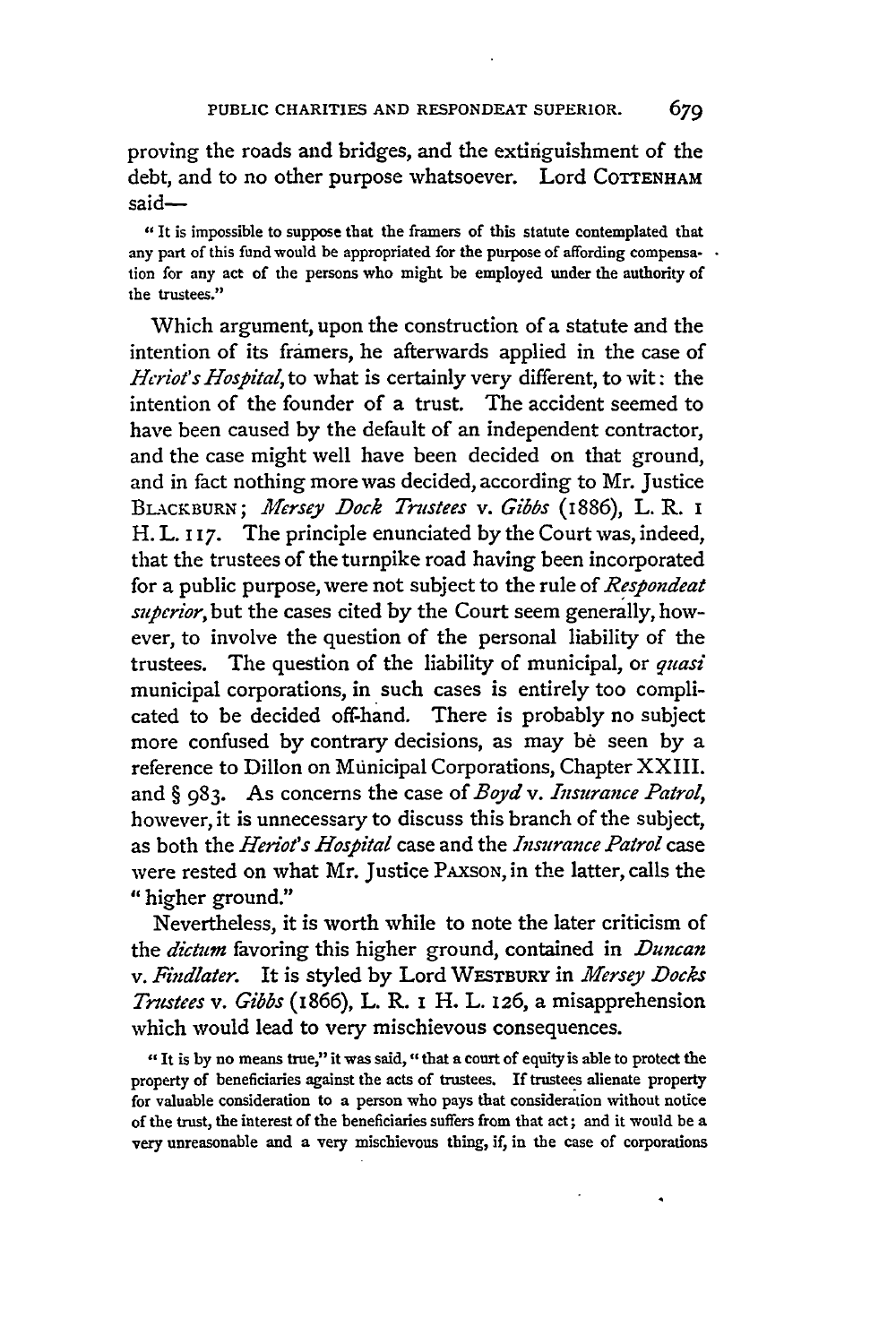proving the roads and bridges, and the extinguishment of the debt, and to no other purpose whatsoever. Lord COTTENHAM said—

> "It is impossible to suppose that the framers of this statute contemplated that any part of this fund would be appropriated for the purpose of affording compensation for any act of the persons who might be employed under the authority of the trustees."

Which argument, upon the construction of a statute and the intention of its framers, he afterwards applied in the case of *Heriot's Hospital*, to what is certainly very different, to wit: the intention of the founder of a trust. The accident seemed to have been caused by the default of an independent contractor, and the case might well have been decided on that ground, and in fact nothing more was decided, according to Mr. Justice BLACKBURN; *Mersey Dock Trustees* v. *Gibbs* (1886), L. R. 1 H. L. 117. The principle enunciated by the Court was, indeed, that the trustees of the turnpike road having been incorporated for a public purpose, were not subject to the rule of *Respondeat superior*, but the cases cited by the Court seem generally, however, to involve the question of the personal liability of the trustees. The question of the liability of municipal, or *quasi* municipal corporations, in such cases is entirely too complicated to be decided off-hand. There is probably no subject more confused by contrary decisions, as may be seen by a reference to Dillon on Municipal Corporations, Chapter XXIII. and § 983. As concerns the case of *Boyd* v. *Insurance Patrol*, however, it is unnecessary to discuss this branch of the subject, as both the *Heriot's Hospital* case and the *Insurance Patrol* case were rested on what Mr. Justice PAXSON, in the latter, calls the "higher ground."

Nevertheless, it is worth while to note the later criticism of the *dictum* favoring this higher ground, contained in *Duncan* v. *Findlater*. It is styled by Lord WESTBURY in *Mersey Docks Trustees* v. *Gibbs* (1866), L. R. 1 H. L. 126, a misapprehension which would lead to very mischievous consequences.

> "It is by no means true," it was said, "that a court of equity is able to protect the property of beneficiaries against the acts of trustees. If trustees alienate property for valuable consideration to a person who pays that consideration without notice of the trust, the interest of the beneficiaries suffers from that act; and it would be a very unreasonable and a very mischievous thing, if, in the case of corporations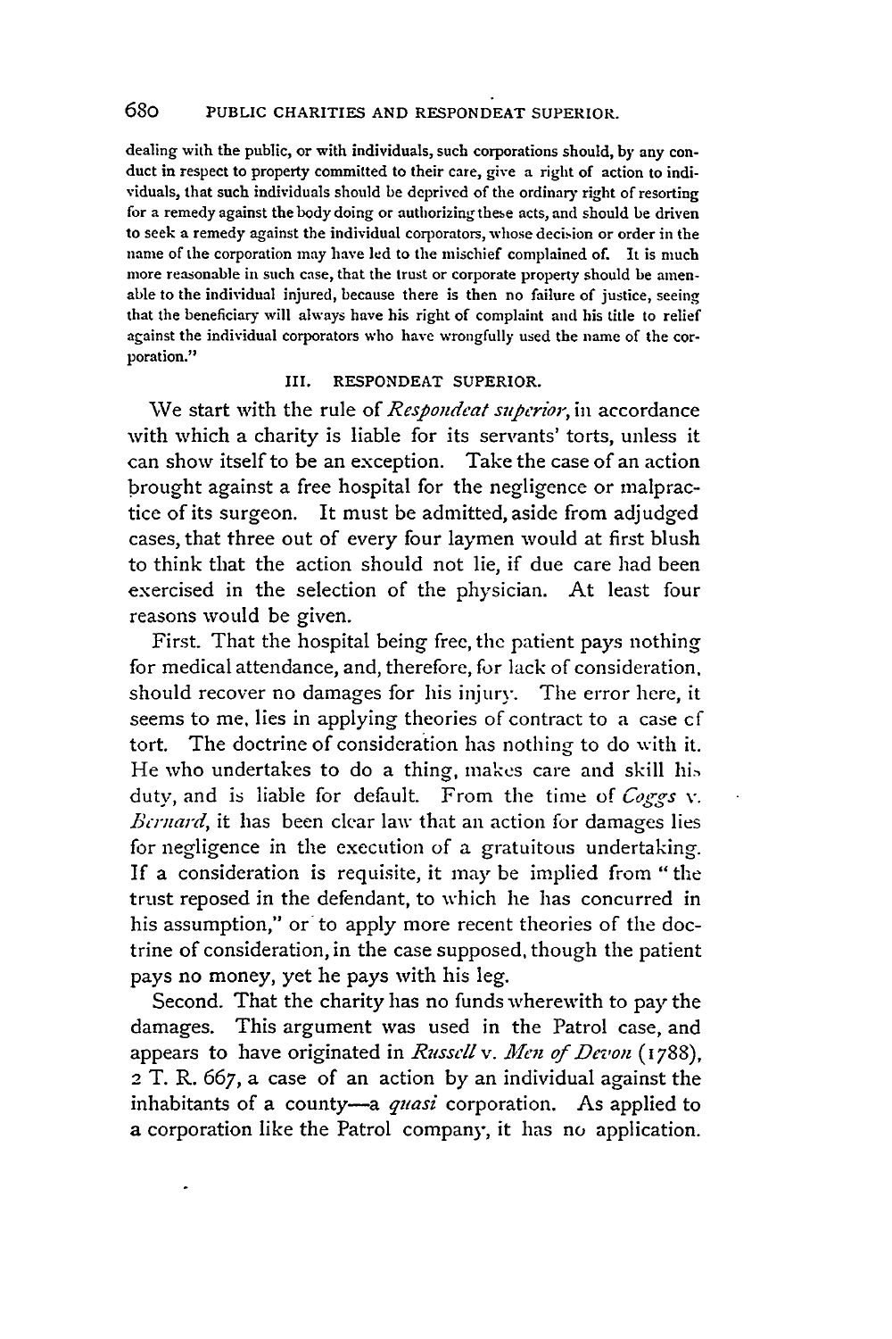dealing with the public, or with individuals, such corporations should, by any conduct in respect to property committed to their care, give a right of action to individuals, that such individuals should be deprived of the ordinary right of resorting for a remedy against the body doing or authorizing these acts, and should be driven to seek a remedy against the individual corporators, whose decision or order in the name of the corporation may have led to the mischief complained of. It is much more reasonable in such case, that the trust or corporate property should be amenable to the individual injured, because there is then no failure of justice, seeing that the beneficiary will always have his right of complaint and his title to relief against the individual corporators who have wrongfully used the name of the corporation."

### III. RESPONDEAT SUPERIOR.

We start with the rule of *Respondeat superior*, in accordance with which a charity is liable for its servants' torts, unless it can show itself to be an exception. Take the case of an action brought against a free hospital for the negligence or malpractice of its surgeon. It must be admitted, aside from adjudged cases, that three out of every four laymen would at first blush to think that the action should not lie, if due care had been exercised in the selection of the physician. At least four reasons would be given.

First. That the hospital being free, the patient pays nothing for medical attendance, and, therefore, for lack of consideration, should recover no damages for his injury. The error here, it seems to me, lies in applying theories of contract to a case of tort. The doctrine of consideration has nothing to do with it. He who undertakes to do a thing, makes care and skill his duty, and is liable for default. From the time of *Coggs* v. *Bernard*, it has been clear law that an action for damages lies for negligence in the execution of a gratuitous undertaking. If a consideration is requisite, it may be implied from "the trust reposed in the defendant, to which he has concurred in his assumption," or to apply more recent theories of the doctrine of consideration, in the case supposed, though the patient pays no money, yet he pays with his leg.

Second. That the charity has no funds wherewith to pay the damages. This argument was used in the Patrol case, and appears to have originated in *Russell* v. *Men of Devon* (1788), 2 T. R. 667, a case of an action by an individual against the inhabitants of a county—a *quasi* corporation. As applied to a corporation like the Patrol company, it has no application.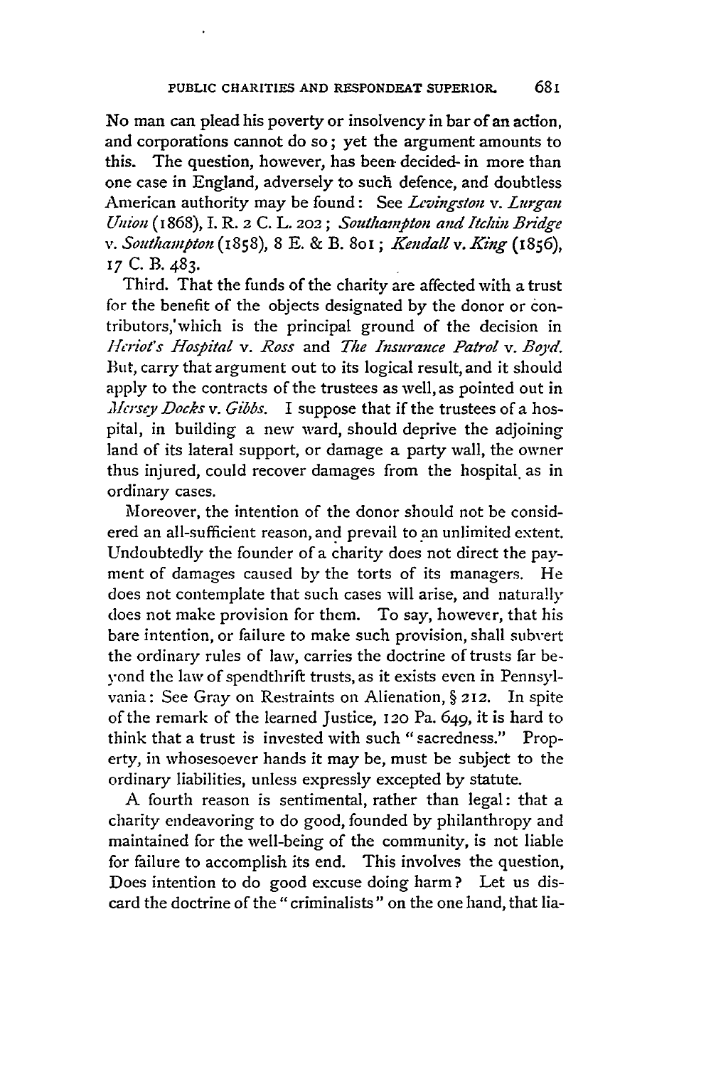No man can plead his poverty or insolvency in bar of an action, and corporations cannot do so; yet the argument amounts to this. The question, however, has been decided in more than one case in England, adversely to such defence, and doubtless American authority may be found: See *Levingston* v. *Lurgan Union* (1868), I. R. 2 C. L. 202; *Southampton and Itchin Bridge* v. *Southampton* (1858), 8 E. & B. 801; *Kendall* v. *King* (1856), 17 C. B. 483.

Third. That the funds of the charity are affected with a trust for the benefit of the objects designated by the donor or contributors, which is the principal ground of the decision in *Heriot's Hospital* v. *Ross* and *The Insurance Patrol* v. *Boyd*. But, carry that argument out to its logical result, and it should apply to the contracts of the trustees as well, as pointed out in *Mersey Docks* v. *Gibbs*. I suppose that if the trustees of a hospital, in building a new ward, should deprive the adjoining land of its lateral support, or damage a party wall, the owner thus injured, could recover damages from the hospital as in ordinary cases.

Moreover, the intention of the donor should not be considered an all-sufficient reason, and prevail to an unlimited extent. Undoubtedly the founder of a charity does not direct the payment of damages caused by the torts of its managers. He does not contemplate that such cases will arise, and naturally does not make provision for them. To say, however, that his bare intention, or failure to make such provision, shall subvert the ordinary rules of law, carries the doctrine of trusts far beyond the law of spendthrift trusts, as it exists even in Pennsylvania: See Gray on Restraints on Alienation, § 212. In spite of the remark of the learned Justice, 120 Pa. 649, it is hard to think that a trust is invested with such "sacredness." Property, in whosesoever hands it may be, must be subject to the ordinary liabilities, unless expressly excepted by statute.

A fourth reason is sentimental, rather than legal: that a charity endeavoring to do good, founded by philanthropy and maintained for the well-being of the community, is not liable for failure to accomplish its end. This involves the question, Does intention to do good excuse doing harm? Let us discard the doctrine of the "criminalists" on the one hand, that lia-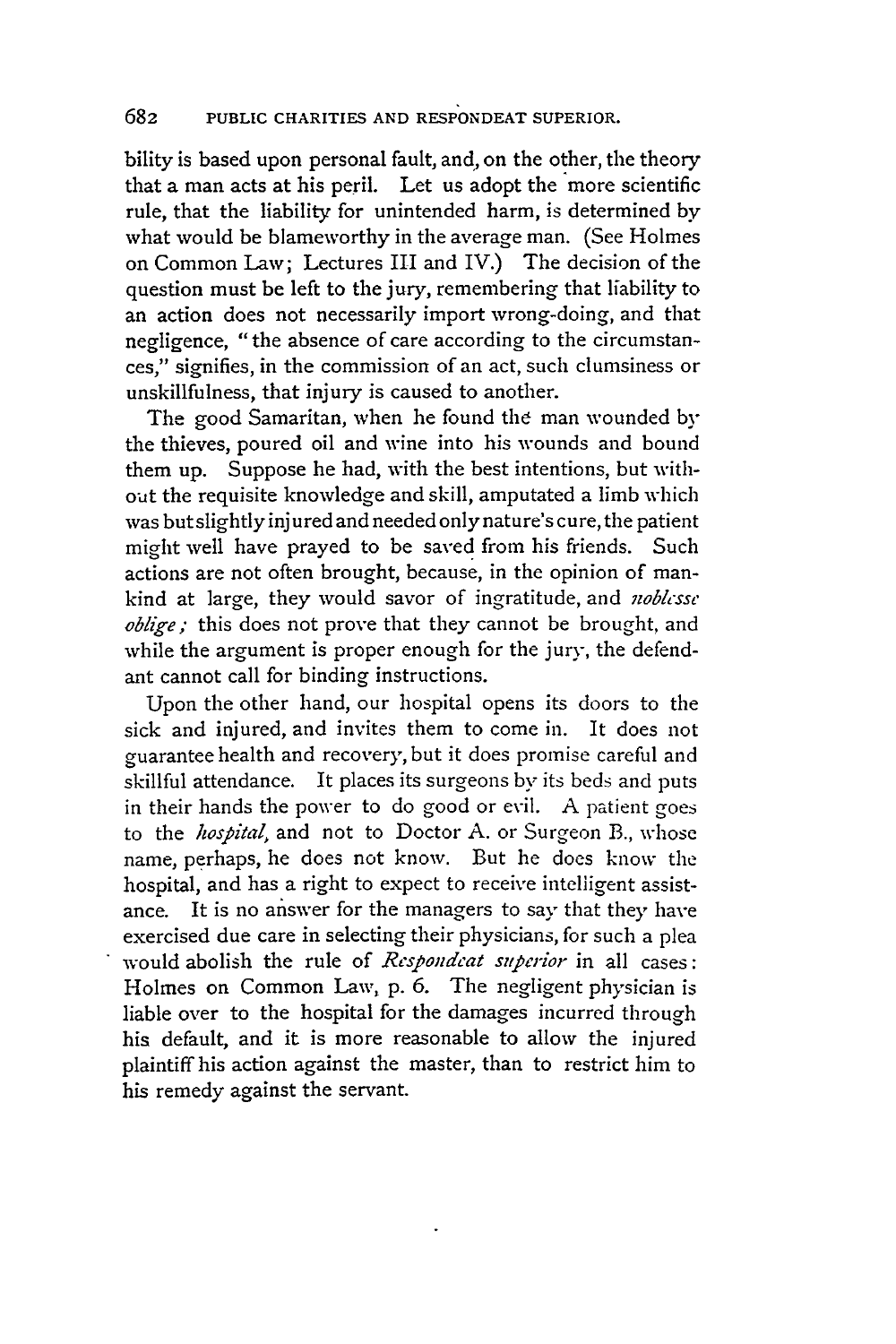bility is based upon personal fault, and, on the other, the theory that a man acts at his peril. Let us adopt the more scientific rule, that the liability for unintended harm, is determined by what would be blameworthy in the average man. (See Holmes on Common Law; Lectures III and IV.) The decision of the question must be left to the jury, remembering that liability to an action does not necessarily import wrong-doing, and that negligence, "the absence of care according to the circumstances," signifies, in the commission of an act, such clumsiness or unskillfulness, that injury is caused to another.

The good Samaritan, when he found the man wounded by the thieves, poured oil and wine into his wounds and bound them up. Suppose he had, with the best intentions, but without the requisite knowledge and skill, amputated a limb which was but slightly injured and needed only nature's cure, the patient might well have prayed to be saved from his friends. Such actions are not often brought, because, in the opinion of mankind at large, they would savor of ingratitude, and *noblesse oblige;* this does not prove that they cannot be brought, and while the argument is proper enough for the jury, the defendant cannot call for binding instructions.

Upon the other hand, our hospital opens its doors to the sick and injured, and invites them to come in. It does not guarantee health and recovery, but it does promise careful and skillful attendance. It places its surgeons by its beds and puts in their hands the power to do good or evil. A patient goes to the *hospital*, and not to Doctor A. or Surgeon B., whose name, perhaps, he does not know. But he does know the hospital, and has a right to expect to receive intelligent assistance. It is no answer for the managers to say that they have exercised due care in selecting their physicians, for such a plea would abolish the rule of *Respondeat superior* in all cases: Holmes on Common Law, p. 6. The negligent physician is liable over to the hospital for the damages incurred through his default, and it is more reasonable to allow the injured plaintiff his action against the master, than to restrict him to his remedy against the servant.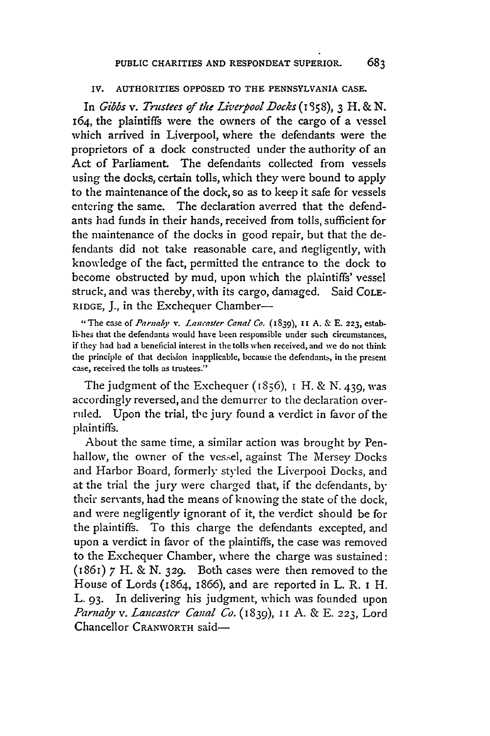## IV. AUTHORITIES OPPOSED TO THE PENNSYLVANIA CASE.

In *Gibbs* v. *Trustees of the Liverpool Docks* (1858), 3 H. & N. 164, the plaintiffs were the owners of the cargo of a vessel which arrived in Liverpool, where the defendants were the proprietors of a dock constructed under the authority of an Act of Parliament. The defendants collected from vessels using the docks, certain tolls, which they were bound to apply to the maintenance of the dock, so as to keep it safe for vessels entering the same. The declaration averred that the defendants had funds in their hands, received from tolls, sufficient for the maintenance of the docks in good repair, but that the defendants did not take reasonable care, and negligently, with knowledge of the fact, permitted the entrance to the dock to become obstructed by mud, upon which the plaintiffs' vessel struck, and was thereby, with its cargo, damaged. Said COLERIDGE, J., in the Exchequer Chamber—

> "The case of *Parnaby* v. *Lancaster Canal Co.* (1839), 11 A. & E. 223, establishes that the defendants would have been responsible under such circumstances, if they had had a beneficial interest in the tolls when received, and we do not think the principle of that decision inapplicable, because the defendants, in the present case, received the tolls as trustees."

The judgment of the Exchequer (1856), 1 H. & N. 439, was accordingly reversed, and the demurrer to the declaration overruled. Upon the trial, the jury found a verdict in favor of the plaintiffs.

About the same time, a similar action was brought by Penhallow, the owner of the vessel, against The Mersey Docks and Harbor Board, formerly styled the Liverpool Docks, and at the trial the jury were charged that, if the defendants, by their servants, had the means of knowing the state of the dock, and were negligently ignorant of it, the verdict should be for the plaintiffs. To this charge the defendants excepted, and upon a verdict in favor of the plaintiffs, the case was removed to the Exchequer Chamber, where the charge was sustained: (1861) 7 H. & N. 329. Both cases were then removed to the House of Lords (1864, 1866), and are reported in L. R. 1 H. L. 93. In delivering his judgment, which was founded upon *Parnaby* v. *Lancaster Canal Co.* (1839), 11 A. & E. 223, Lord Chancellor CRANWORTH said—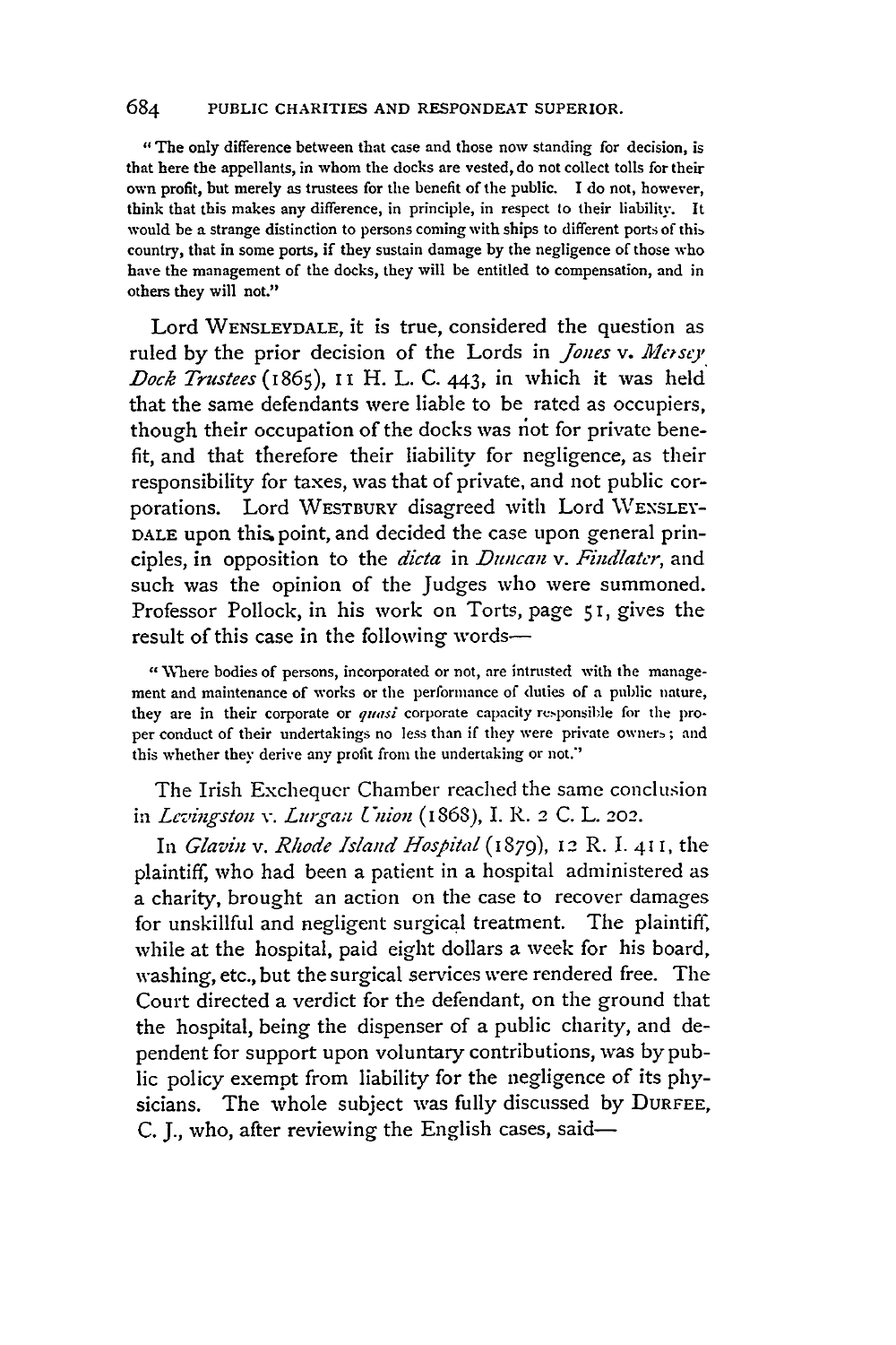"The only difference between that case and those now standing for decision, is that here the appellants, in whom the docks are vested, do not collect tolls for their own profit, but merely as trustees for the benefit of the public. I do not, however, think that this makes any difference, in principle, in respect to their liability. It would be a strange distinction to persons coming with ships to different ports of this country, that in some ports, if they sustain damage by the negligence of those who have the management of the docks, they will be entitled to compensation, and in others they will not."

Lord WENSLEYDALE, it is true, considered the question as ruled by the prior decision of the Lords in *Jones* v. *Mersey Dock Trustees* (1865), 11 H. L. C. 443, in which it was held that the same defendants were liable to be rated as occupiers, though their occupation of the docks was not for private benefit, and that therefore their liability for negligence, as their responsibility for taxes, was that of private, and not public corporations. Lord WESTBURY disagreed with Lord WENSLEYDALE upon this point, and decided the case upon general principles, in opposition to the *dicta* in *Duncan* v. *Findlater*, and such was the opinion of the Judges who were summoned. Professor Pollock, in his work on Torts, page 51, gives the result of this case in the following words—

"Where bodies of persons, incorporated or not, are intrusted with the management and maintenance of works or the performance of duties of a public nature, they are in their corporate or *quasi* corporate capacity responsible for the proper conduct of their undertakings no less than if they were private owners; and this whether they derive any profit from the undertaking or not."

The Irish Exchequer Chamber reached the same conclusion in *Levingston* v. *Lurgan Union* (1868), I. R. 2 C. L. 202.

In *Glavin* v. *Rhode Island Hospital* (1879), 12 R. I. 411, the plaintiff, who had been a patient in a hospital administered as a charity, brought an action on the case to recover damages for unskillful and negligent surgical treatment. The plaintiff, while at the hospital, paid eight dollars a week for his board, washing, etc., but the surgical services were rendered free. The Court directed a verdict for the defendant, on the ground that the hospital, being the dispenser of a public charity, and dependent for support upon voluntary contributions, was by public policy exempt from liability for the negligence of its physicians. The whole subject was fully discussed by DURFEE, C. J., who, after reviewing the English cases, said—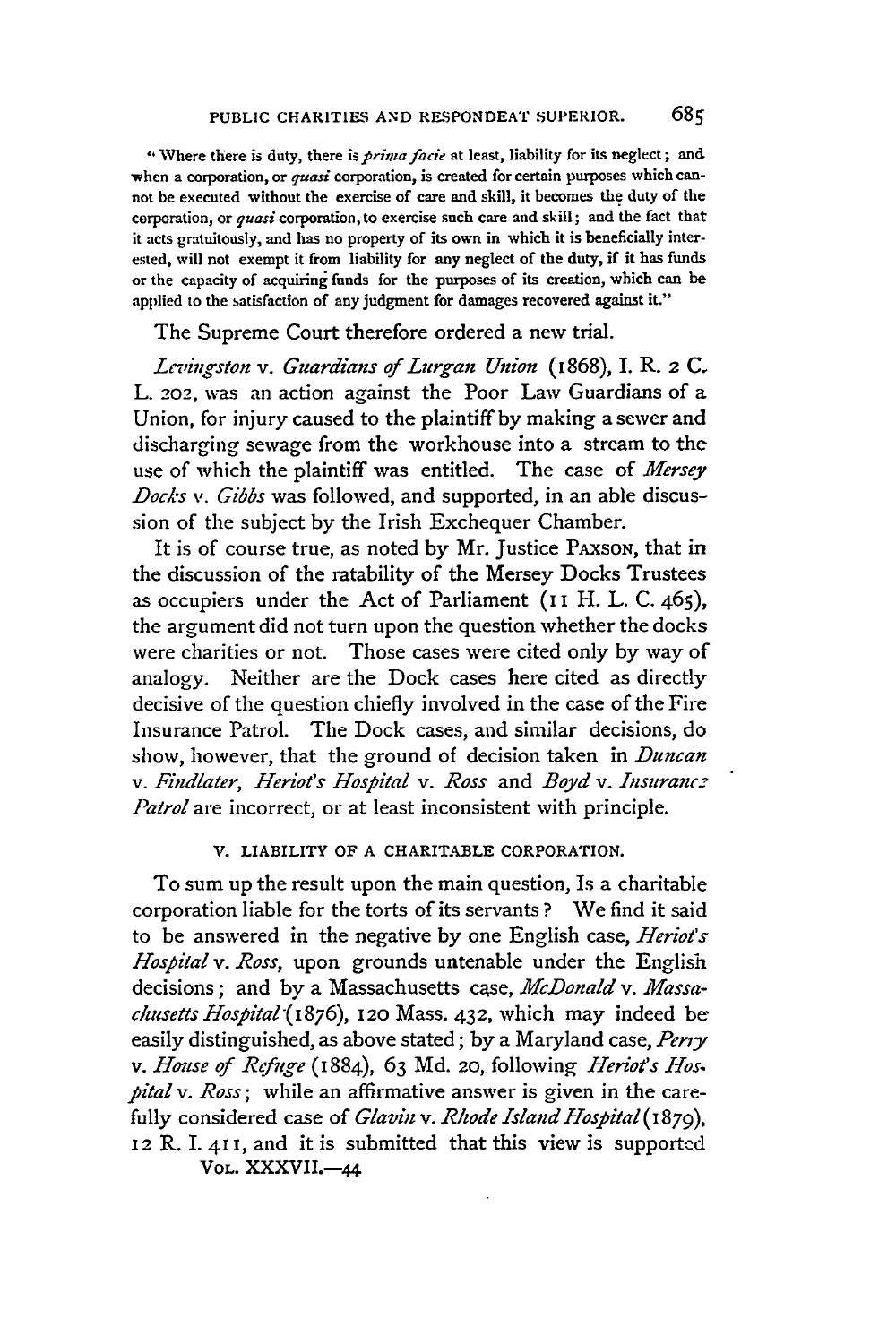> "Where there is duty, there is *prima facie* at least, liability for its neglect; and when a corporation, or *quasi* corporation, is created for certain purposes which cannot be executed without the exercise of care and skill, it becomes the duty of the corporation, or *quasi* corporation, to exercise such care and skill; and the fact that it acts gratuitously, and has no property of its own in which it is beneficially interested, will not exempt it from liability for any neglect of the duty, if it has funds or the capacity of acquiring funds for the purposes of its creation, which can be applied to the satisfaction of any judgment for damages recovered against it."

The Supreme Court therefore ordered a new trial.

*Levingston* v. *Guardians of Lurgan Union* (1868), I. R. 2 C. L. 202, was an action against the Poor Law Guardians of a Union, for injury caused to the plaintiff by making a sewer and discharging sewage from the workhouse into a stream to the use of which the plaintiff was entitled. The case of *Mersey Docks* v. *Gibbs* was followed, and supported, in an able discussion of the subject by the Irish Exchequer Chamber.

It is of course true, as noted by Mr. Justice PAXSON, that in the discussion of the ratability of the Mersey Docks Trustees as occupiers under the Act of Parliament (11 H. L. C. 465), the argument did not turn upon the question whether the docks were charities or not. Those cases were cited only by way of analogy. Neither are the Dock cases here cited as directly decisive of the question chiefly involved in the case of the Fire Insurance Patrol. The Dock cases, and similar decisions, do show, however, that the ground of decision taken in *Duncan* v. *Findlater*, *Heriot's Hospital* v. *Ross* and *Boyd* v. *Insurance Patrol* are incorrect, or at least inconsistent with principle.

## V. LIABILITY OF A CHARITABLE CORPORATION.

To sum up the result upon the main question, Is a charitable corporation liable for the torts of its servants? We find it said to be answered in the negative by one English case, *Heriot's Hospital* v. *Ross*, upon grounds untenable under the English decisions; and by a Massachusetts case, *McDonald* v. *Massachusetts Hospital* (1876), 120 Mass. 432, which may indeed be easily distinguished, as above stated; by a Maryland case, *Perry* v. *House of Refuge* (1884), 63 Md. 20, following *Heriot's Hospital* v. *Ross*; while an affirmative answer is given in the carefully considered case of *Glavin* v. *Rhode Island Hospital* (1879), 12 R. I. 411, and it is submitted that this view is supported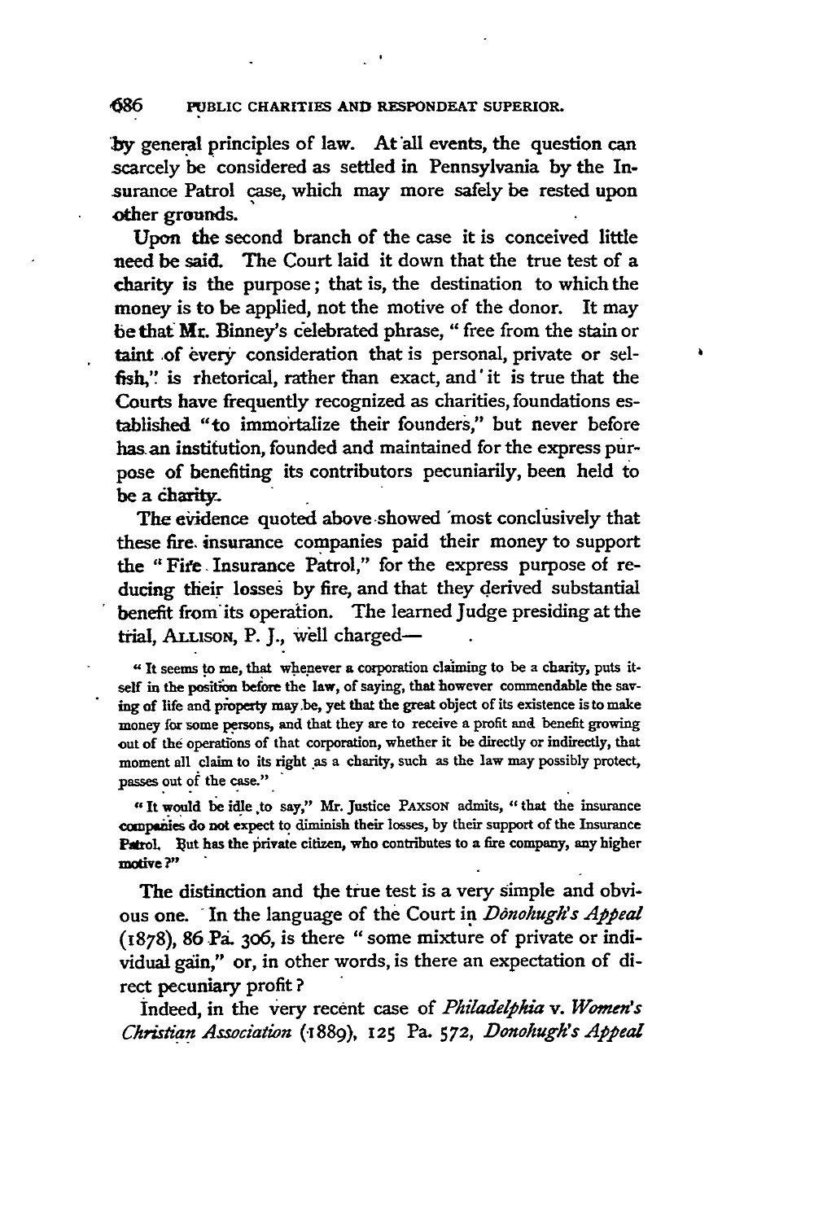by general principles of law. At all events, the question can scarcely be considered as settled in Pennsylvania by the Insurance Patrol case, which may more safely be rested upon other grounds.

Upon the second branch of the case it is conceived little need be said. The Court laid it down that the true test of a charity is the purpose; that is, the destination to which the money is to be applied, not the motive of the donor. It may be that Mr. Binney's celebrated phrase, "free from the stain or taint of every consideration that is personal, private or selfish," is rhetorical, rather than exact, and it is true that the Courts have frequently recognized as charities, foundations established "to immortalize their founders," but never before has an institution, founded and maintained for the express purpose of benefiting its contributors pecuniarily, been held to be a charity.

The evidence quoted above showed most conclusively that these fire insurance companies paid their money to support the "Fire Insurance Patrol," for the express purpose of reducing their losses by fire, and that they derived substantial benefit from its operation. The learned Judge presiding at the trial, ALLISON, P. J., well charged—

"It seems to me, that whenever a corporation claiming to be a charity, puts itself in the position before the law, of saying, that however commendable the saving of life and property may be, yet that the great object of its existence is to make money for some persons, and that they are to receive a profit and benefit growing out of the operations of that corporation, whether it be directly or indirectly, that moment all claim to its right as a charity, such as the law may possibly protect, passes out of the case."

"It would be idle to say," Mr. Justice PAXSON admits, "that the insurance companies do not expect to diminish their losses, by their support of the Insurance Patrol. But has the private citizen, who contributes to a fire company, any higher motive?"

The distinction and the true test is a very simple and obvious one. In the language of the Court in *Donohugh's Appeal* (1878), 86 Pa. 306, is there "some mixture of private or individual gain," or, in other words, is there an expectation of direct pecuniary profit?

Indeed, in the very recent case of *Philadelphia* v. *Women's Christian Association* (1889), 125 Pa. 572, *Donohugh's Appeal*